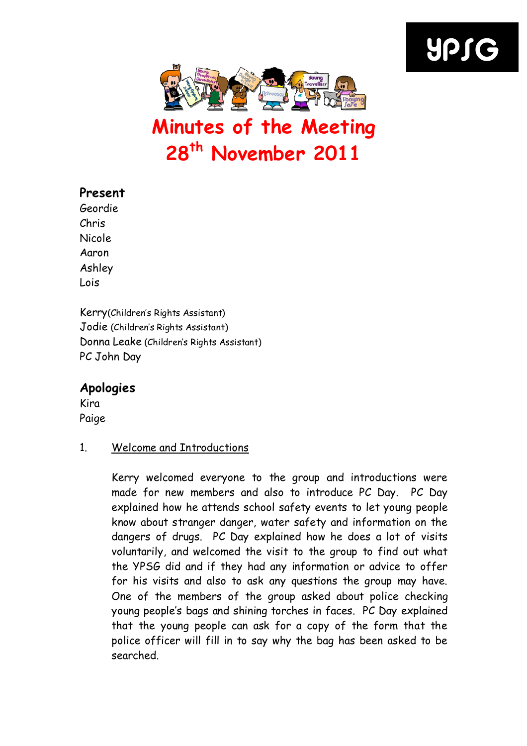YPSG

# Minutes of the Meeting
# 28th November 2011

### Present

Geordie
Chris
Nicole
Aaron
Ashley
Lois

Kerry (Children's Rights Assistant)
Jodie (Children's Rights Assistant)
Donna Leake (Children's Rights Assistant)
PC John Day

### Apologies

Kira
Paige

1. Welcome and Introductions

Kerry welcomed everyone to the group and introductions were made for new members and also to introduce PC Day. PC Day explained how he attends school safety events to let young people know about stranger danger, water safety and information on the dangers of drugs. PC Day explained how he does a lot of visits voluntarily, and welcomed the visit to the group to find out what the YPSG did and if they had any information or advice to offer for his visits and also to ask any questions the group may have. One of the members of the group asked about police checking young people's bags and shining torches in faces. PC Day explained that the young people can ask for a copy of the form that the police officer will fill in to say why the bag has been asked to be searched.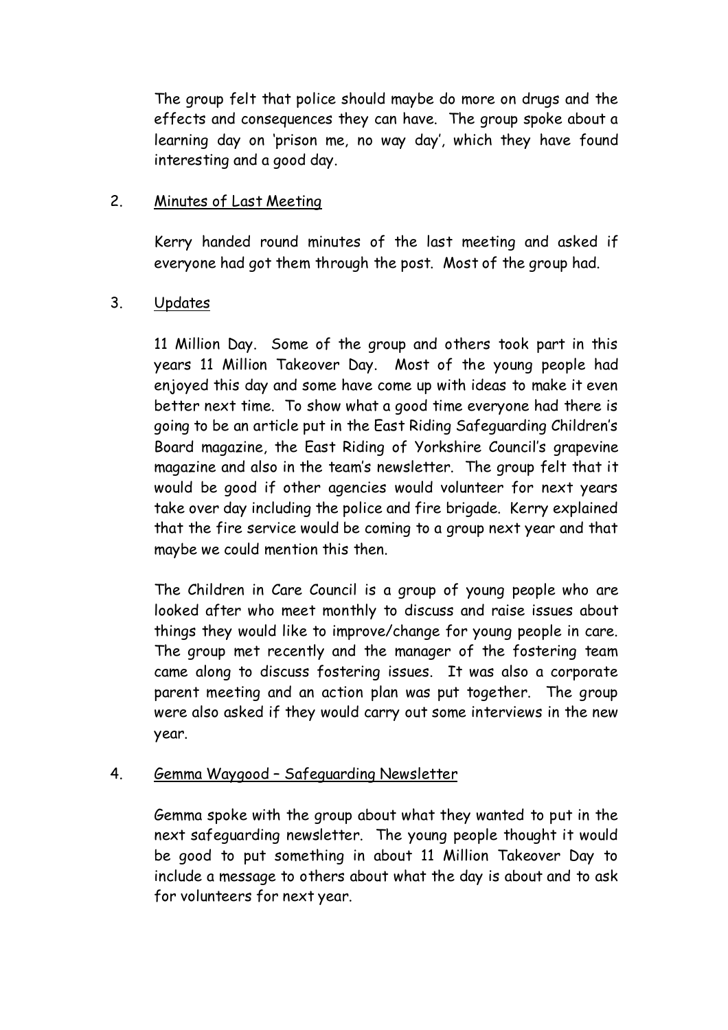The group felt that police should maybe do more on drugs and the effects and consequences they can have. The group spoke about a learning day on 'prison me, no way day', which they have found interesting and a good day.

2. <u>Minutes of Last Meeting</u>

   Kerry handed round minutes of the last meeting and asked if everyone had got them through the post. Most of the group had.

3. <u>Updates</u>

   11 Million Day. Some of the group and others took part in this years 11 Million Takeover Day. Most of the young people had enjoyed this day and some have come up with ideas to make it even better next time. To show what a good time everyone had there is going to be an article put in the East Riding Safeguarding Children's Board magazine, the East Riding of Yorkshire Council's grapevine magazine and also in the team's newsletter. The group felt that it would be good if other agencies would volunteer for next years take over day including the police and fire brigade. Kerry explained that the fire service would be coming to a group next year and that maybe we could mention this then.

   The Children in Care Council is a group of young people who are looked after who meet monthly to discuss and raise issues about things they would like to improve/change for young people in care. The group met recently and the manager of the fostering team came along to discuss fostering issues. It was also a corporate parent meeting and an action plan was put together. The group were also asked if they would carry out some interviews in the new year.

4. <u>Gemma Waygood – Safeguarding Newsletter</u>

   Gemma spoke with the group about what they wanted to put in the next safeguarding newsletter. The young people thought it would be good to put something in about 11 Million Takeover Day to include a message to others about what the day is about and to ask for volunteers for next year.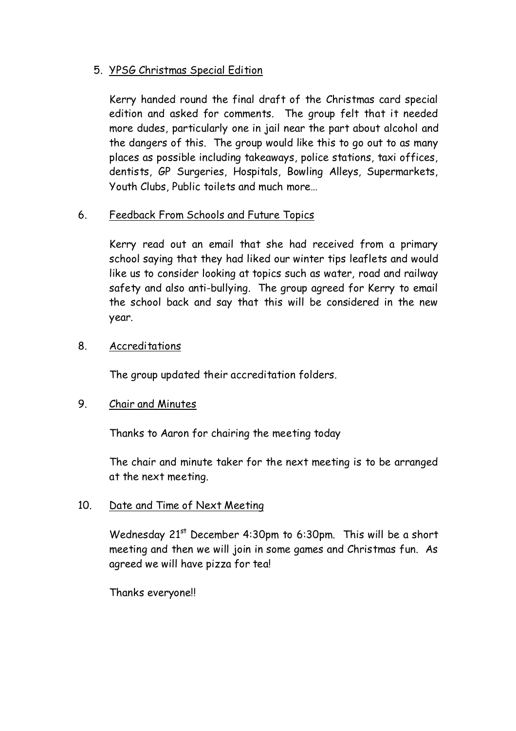5. YPSG Christmas Special Edition

   Kerry handed round the final draft of the Christmas card special edition and asked for comments. The group felt that it needed more dudes, particularly one in jail near the part about alcohol and the dangers of this. The group would like this to go out to as many places as possible including takeaways, police stations, taxi offices, dentists, GP Surgeries, Hospitals, Bowling Alleys, Supermarkets, Youth Clubs, Public toilets and much more…

6. Feedback From Schools and Future Topics

   Kerry read out an email that she had received from a primary school saying that they had liked our winter tips leaflets and would like us to consider looking at topics such as water, road and railway safety and also anti-bullying. The group agreed for Kerry to email the school back and say that this will be considered in the new year.

8. Accreditations

   The group updated their accreditation folders.

9. Chair and Minutes

   Thanks to Aaron for chairing the meeting today

   The chair and minute taker for the next meeting is to be arranged at the next meeting.

10. Date and Time of Next Meeting

    Wednesday 21st December 4:30pm to 6:30pm. This will be a short meeting and then we will join in some games and Christmas fun. As agreed we will have pizza for tea!

    Thanks everyone!!